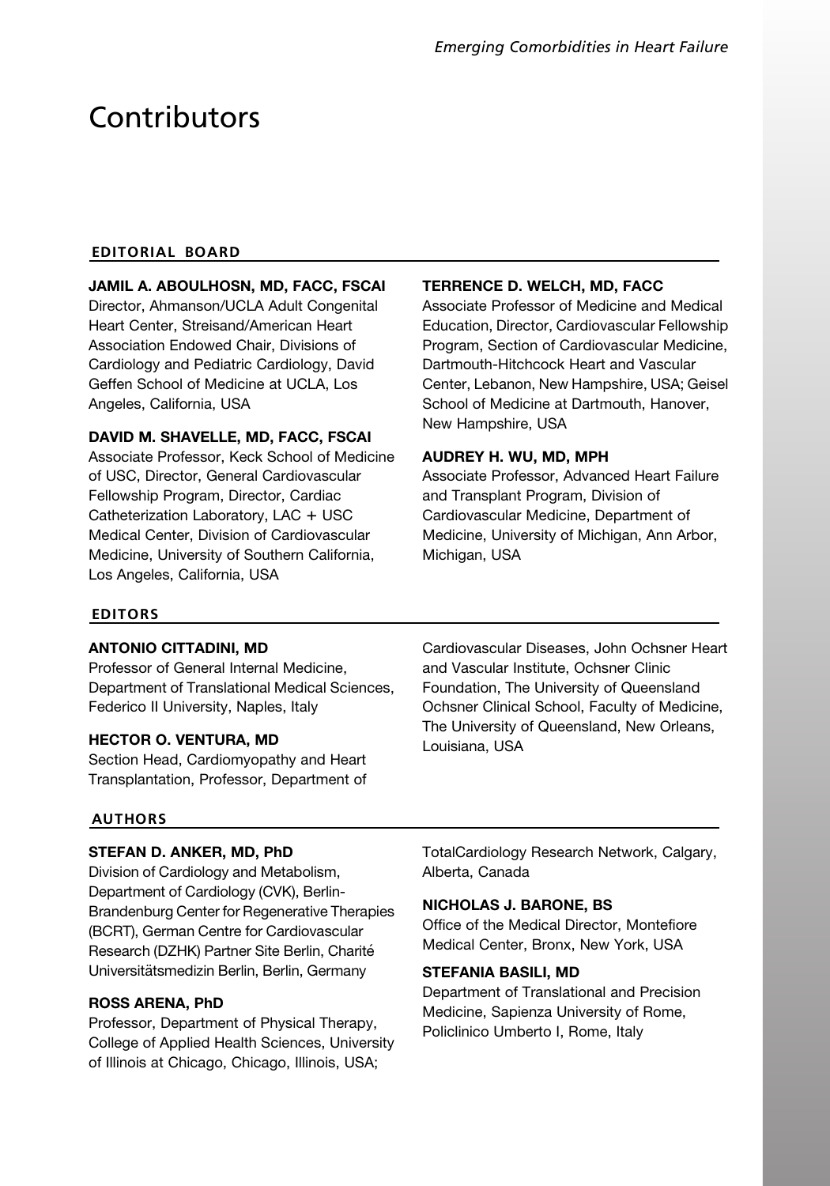# Contributors

## EDITORIAL BOARD

**JAMIL A. ABOULHOSN, MD, FACC, FSCAI**
Director, Ahmanson/UCLA Adult Congenital Heart Center, Streisand/American Heart Association Endowed Chair, Divisions of Cardiology and Pediatric Cardiology, David Geffen School of Medicine at UCLA, Los Angeles, California, USA

**DAVID M. SHAVELLE, MD, FACC, FSCAI**
Associate Professor, Keck School of Medicine of USC, Director, General Cardiovascular Fellowship Program, Director, Cardiac Catheterization Laboratory, LAC + USC Medical Center, Division of Cardiovascular Medicine, University of Southern California, Los Angeles, California, USA

**TERRENCE D. WELCH, MD, FACC**
Associate Professor of Medicine and Medical Education, Director, Cardiovascular Fellowship Program, Section of Cardiovascular Medicine, Dartmouth-Hitchcock Heart and Vascular Center, Lebanon, New Hampshire, USA; Geisel School of Medicine at Dartmouth, Hanover, New Hampshire, USA

**AUDREY H. WU, MD, MPH**
Associate Professor, Advanced Heart Failure and Transplant Program, Division of Cardiovascular Medicine, Department of Medicine, University of Michigan, Ann Arbor, Michigan, USA

## EDITORS

**ANTONIO CITTADINI, MD**
Professor of General Internal Medicine, Department of Translational Medical Sciences, Federico II University, Naples, Italy

**HECTOR O. VENTURA, MD**
Section Head, Cardiomyopathy and Heart Transplantation, Professor, Department of Cardiovascular Diseases, John Ochsner Heart and Vascular Institute, Ochsner Clinic Foundation, The University of Queensland Ochsner Clinical School, Faculty of Medicine, The University of Queensland, New Orleans, Louisiana, USA

## AUTHORS

**STEFAN D. ANKER, MD, PhD**
Division of Cardiology and Metabolism, Department of Cardiology (CVK), Berlin-Brandenburg Center for Regenerative Therapies (BCRT), German Centre for Cardiovascular Research (DZHK) Partner Site Berlin, Charité Universitätsmedizin Berlin, Berlin, Germany

**ROSS ARENA, PhD**
Professor, Department of Physical Therapy, College of Applied Health Sciences, University of Illinois at Chicago, Chicago, Illinois, USA; TotalCardiology Research Network, Calgary, Alberta, Canada

**NICHOLAS J. BARONE, BS**
Office of the Medical Director, Montefiore Medical Center, Bronx, New York, USA

**STEFANIA BASILI, MD**
Department of Translational and Precision Medicine, Sapienza University of Rome, Policlinico Umberto I, Rome, Italy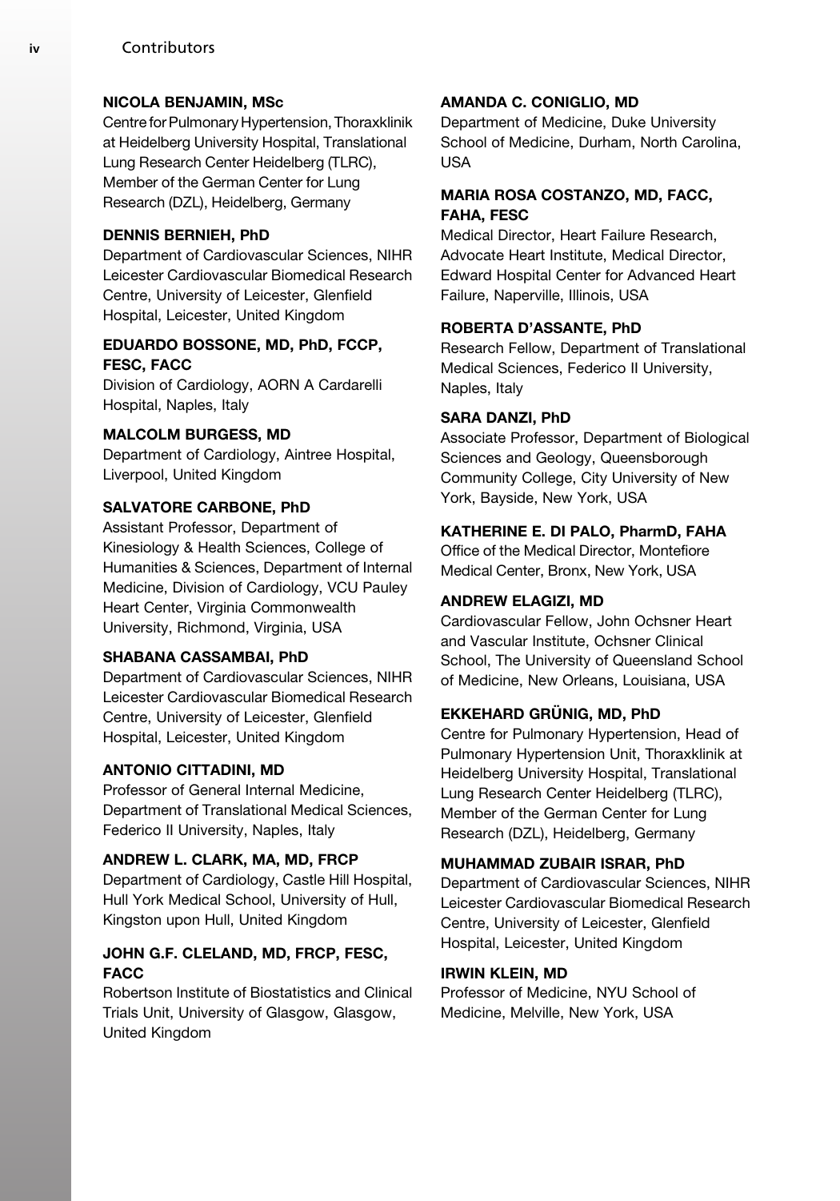**NICOLA BENJAMIN, MSc**
Centre for Pulmonary Hypertension, Thoraxklinik at Heidelberg University Hospital, Translational Lung Research Center Heidelberg (TLRC), Member of the German Center for Lung Research (DZL), Heidelberg, Germany

**DENNIS BERNIEH, PhD**
Department of Cardiovascular Sciences, NIHR Leicester Cardiovascular Biomedical Research Centre, University of Leicester, Glenfield Hospital, Leicester, United Kingdom

**EDUARDO BOSSONE, MD, PhD, FCCP, FESC, FACC**
Division of Cardiology, AORN A Cardarelli Hospital, Naples, Italy

**MALCOLM BURGESS, MD**
Department of Cardiology, Aintree Hospital, Liverpool, United Kingdom

**SALVATORE CARBONE, PhD**
Assistant Professor, Department of Kinesiology & Health Sciences, College of Humanities & Sciences, Department of Internal Medicine, Division of Cardiology, VCU Pauley Heart Center, Virginia Commonwealth University, Richmond, Virginia, USA

**SHABANA CASSAMBAI, PhD**
Department of Cardiovascular Sciences, NIHR Leicester Cardiovascular Biomedical Research Centre, University of Leicester, Glenfield Hospital, Leicester, United Kingdom

**ANTONIO CITTADINI, MD**
Professor of General Internal Medicine, Department of Translational Medical Sciences, Federico II University, Naples, Italy

**ANDREW L. CLARK, MA, MD, FRCP**
Department of Cardiology, Castle Hill Hospital, Hull York Medical School, University of Hull, Kingston upon Hull, United Kingdom

**JOHN G.F. CLELAND, MD, FRCP, FESC, FACC**
Robertson Institute of Biostatistics and Clinical Trials Unit, University of Glasgow, Glasgow, United Kingdom

**AMANDA C. CONIGLIO, MD**
Department of Medicine, Duke University School of Medicine, Durham, North Carolina, USA

**MARIA ROSA COSTANZO, MD, FACC, FAHA, FESC**
Medical Director, Heart Failure Research, Advocate Heart Institute, Medical Director, Edward Hospital Center for Advanced Heart Failure, Naperville, Illinois, USA

**ROBERTA D'ASSANTE, PhD**
Research Fellow, Department of Translational Medical Sciences, Federico II University, Naples, Italy

**SARA DANZI, PhD**
Associate Professor, Department of Biological Sciences and Geology, Queensborough Community College, City University of New York, Bayside, New York, USA

**KATHERINE E. DI PALO, PharmD, FAHA**
Office of the Medical Director, Montefiore Medical Center, Bronx, New York, USA

**ANDREW ELAGIZI, MD**
Cardiovascular Fellow, John Ochsner Heart and Vascular Institute, Ochsner Clinical School, The University of Queensland School of Medicine, New Orleans, Louisiana, USA

**EKKEHARD GRÜNIG, MD, PhD**
Centre for Pulmonary Hypertension, Head of Pulmonary Hypertension Unit, Thoraxklinik at Heidelberg University Hospital, Translational Lung Research Center Heidelberg (TLRC), Member of the German Center for Lung Research (DZL), Heidelberg, Germany

**MUHAMMAD ZUBAIR ISRAR, PhD**
Department of Cardiovascular Sciences, NIHR Leicester Cardiovascular Biomedical Research Centre, University of Leicester, Glenfield Hospital, Leicester, United Kingdom

**IRWIN KLEIN, MD**
Professor of Medicine, NYU School of Medicine, Melville, New York, USA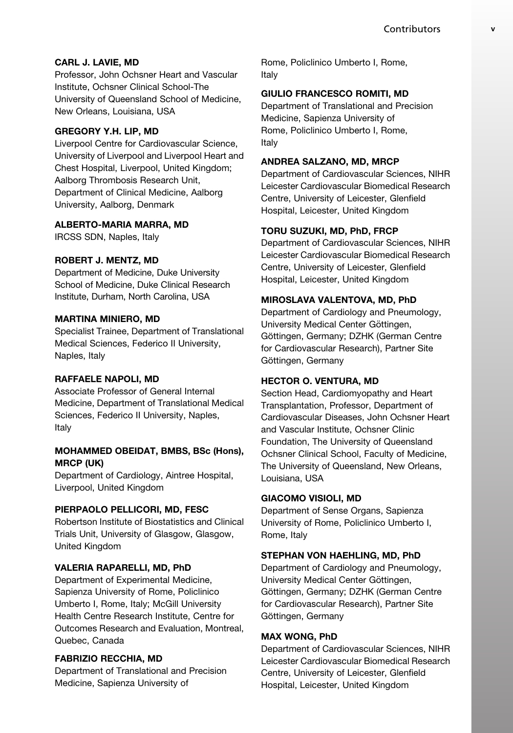**CARL J. LAVIE, MD**
Professor, John Ochsner Heart and Vascular Institute, Ochsner Clinical School-The University of Queensland School of Medicine, New Orleans, Louisiana, USA

**GREGORY Y.H. LIP, MD**
Liverpool Centre for Cardiovascular Science, University of Liverpool and Liverpool Heart and Chest Hospital, Liverpool, United Kingdom; Aalborg Thrombosis Research Unit, Department of Clinical Medicine, Aalborg University, Aalborg, Denmark

**ALBERTO-MARIA MARRA, MD**
IRCSS SDN, Naples, Italy

**ROBERT J. MENTZ, MD**
Department of Medicine, Duke University School of Medicine, Duke Clinical Research Institute, Durham, North Carolina, USA

**MARTINA MINIERO, MD**
Specialist Trainee, Department of Translational Medical Sciences, Federico II University, Naples, Italy

**RAFFAELE NAPOLI, MD**
Associate Professor of General Internal Medicine, Department of Translational Medical Sciences, Federico II University, Naples, Italy

**MOHAMMED OBEIDAT, BMBS, BSc (Hons), MRCP (UK)**
Department of Cardiology, Aintree Hospital, Liverpool, United Kingdom

**PIERPAOLO PELLICORI, MD, FESC**
Robertson Institute of Biostatistics and Clinical Trials Unit, University of Glasgow, Glasgow, United Kingdom

**VALERIA RAPARELLI, MD, PhD**
Department of Experimental Medicine, Sapienza University of Rome, Policlinico Umberto I, Rome, Italy; McGill University Health Centre Research Institute, Centre for Outcomes Research and Evaluation, Montreal, Quebec, Canada

**FABRIZIO RECCHIA, MD**
Department of Translational and Precision Medicine, Sapienza University of Rome, Policlinico Umberto I, Rome, Italy

**GIULIO FRANCESCO ROMITI, MD**
Department of Translational and Precision Medicine, Sapienza University of Rome, Policlinico Umberto I, Rome, Italy

**ANDREA SALZANO, MD, MRCP**
Department of Cardiovascular Sciences, NIHR Leicester Cardiovascular Biomedical Research Centre, University of Leicester, Glenfield Hospital, Leicester, United Kingdom

**TORU SUZUKI, MD, PhD, FRCP**
Department of Cardiovascular Sciences, NIHR Leicester Cardiovascular Biomedical Research Centre, University of Leicester, Glenfield Hospital, Leicester, United Kingdom

**MIROSLAVA VALENTOVA, MD, PhD**
Department of Cardiology and Pneumology, University Medical Center Göttingen, Göttingen, Germany; DZHK (German Centre for Cardiovascular Research), Partner Site Göttingen, Germany

**HECTOR O. VENTURA, MD**
Section Head, Cardiomyopathy and Heart Transplantation, Professor, Department of Cardiovascular Diseases, John Ochsner Heart and Vascular Institute, Ochsner Clinic Foundation, The University of Queensland Ochsner Clinical School, Faculty of Medicine, The University of Queensland, New Orleans, Louisiana, USA

**GIACOMO VISIOLI, MD**
Department of Sense Organs, Sapienza University of Rome, Policlinico Umberto I, Rome, Italy

**STEPHAN VON HAEHLING, MD, PhD**
Department of Cardiology and Pneumology, University Medical Center Göttingen, Göttingen, Germany; DZHK (German Centre for Cardiovascular Research), Partner Site Göttingen, Germany

**MAX WONG, PhD**
Department of Cardiovascular Sciences, NIHR Leicester Cardiovascular Biomedical Research Centre, University of Leicester, Glenfield Hospital, Leicester, United Kingdom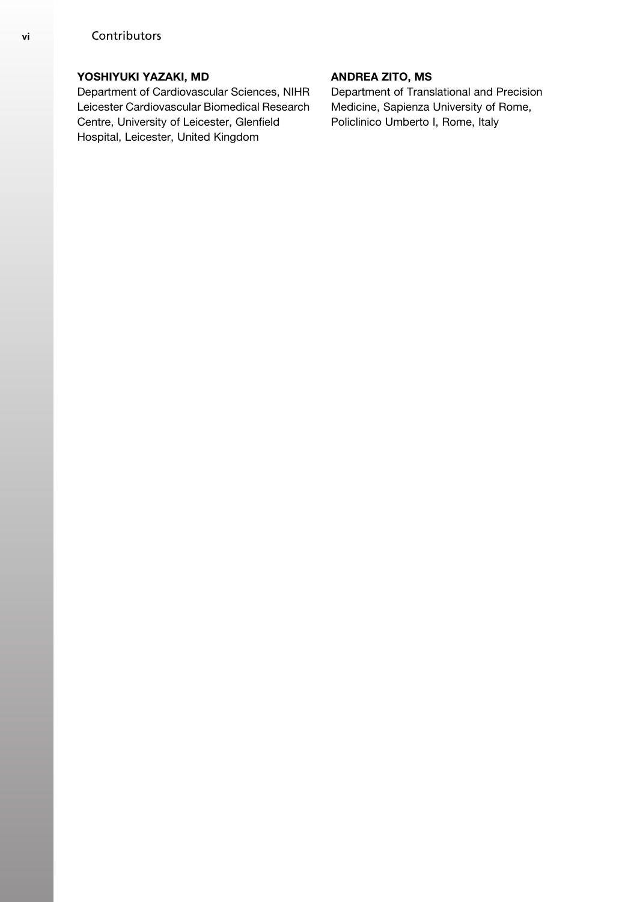**YOSHIYUKI YAZAKI, MD**
Department of Cardiovascular Sciences, NIHR Leicester Cardiovascular Biomedical Research Centre, University of Leicester, Glenfield Hospital, Leicester, United Kingdom

**ANDREA ZITO, MS**
Department of Translational and Precision Medicine, Sapienza University of Rome, Policlinico Umberto I, Rome, Italy